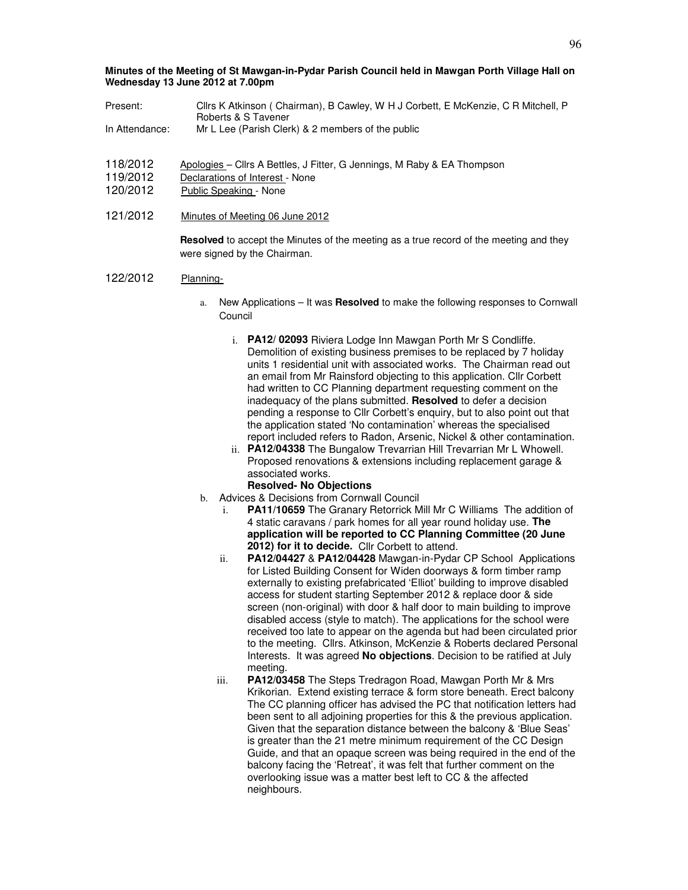**Minutes of the Meeting of St Mawgan-in-Pydar Parish Council held in Mawgan Porth Village Hall on Wednesday 13 June 2012 at 7.00pm**

Present: Cllrs K Atkinson ( Chairman), B Cawley, W H J Corbett, E McKenzie, C R Mitchell, P Roberts & S Tavener

In Attendance: Mr L Lee (Parish Clerk) & 2 members of the public

118/2012 Apologies – Cllrs A Bettles, J Fitter, G Jennings, M Raby & EA Thompson

119/2012 Declarations of Interest - None

120/2012 Public Speaking - None

121/2012 Minutes of Meeting 06 June 2012

**Resolved** to accept the Minutes of the meeting as a true record of the meeting and they were signed by the Chairman.

122/2012 Planning-

a. New Applications – It was **Resolved** to make the following responses to Cornwall Council

   i. **PA12/ 02093** Riviera Lodge Inn Mawgan Porth Mr S Condliffe. Demolition of existing business premises to be replaced by 7 holiday units 1 residential unit with associated works. The Chairman read out an email from Mr Rainsford objecting to this application. Cllr Corbett had written to CC Planning department requesting comment on the inadequacy of the plans submitted. **Resolved** to defer a decision pending a response to Cllr Corbett's enquiry, but to also point out that the application stated 'No contamination' whereas the specialised report included refers to Radon, Arsenic, Nickel & other contamination.

   ii. **PA12/04338** The Bungalow Trevarrian Hill Trevarrian Mr L Whowell. Proposed renovations & extensions including replacement garage & associated works.
   **Resolved- No Objections**

b. Advices & Decisions from Cornwall Council

   i. **PA11/10659** The Granary Retorrick Mill Mr C Williams The addition of 4 static caravans / park homes for all year round holiday use. **The application will be reported to CC Planning Committee (20 June 2012) for it to decide.** Cllr Corbett to attend.

   ii. **PA12/04427** & **PA12/04428** Mawgan-in-Pydar CP School Applications for Listed Building Consent for Widen doorways & form timber ramp externally to existing prefabricated 'Elliot' building to improve disabled access for student starting September 2012 & replace door & side screen (non-original) with door & half door to main building to improve disabled access (style to match). The applications for the school were received too late to appear on the agenda but had been circulated prior to the meeting. Cllrs. Atkinson, McKenzie & Roberts declared Personal Interests. It was agreed **No objections**. Decision to be ratified at July meeting.

   iii. **PA12/03458** The Steps Tredragon Road, Mawgan Porth Mr & Mrs Krikorian. Extend existing terrace & form store beneath. Erect balcony The CC planning officer has advised the PC that notification letters had been sent to all adjoining properties for this & the previous application. Given that the separation distance between the balcony & 'Blue Seas' is greater than the 21 metre minimum requirement of the CC Design Guide, and that an opaque screen was being required in the end of the balcony facing the 'Retreat', it was felt that further comment on the overlooking issue was a matter best left to CC & the affected neighbours.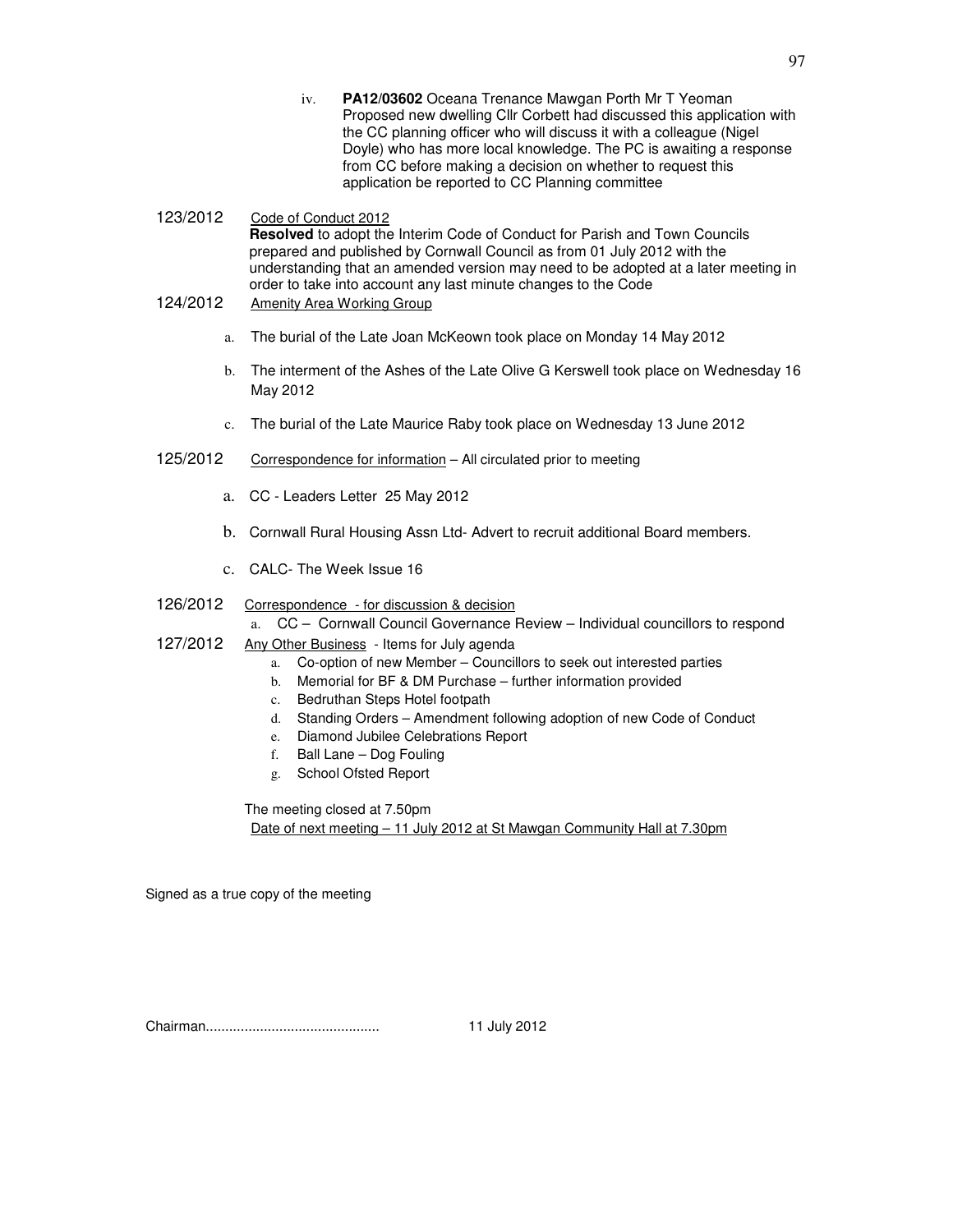iv. **PA12/03602** Oceana Trenance Mawgan Porth Mr T Yeoman Proposed new dwelling Cllr Corbett had discussed this application with the CC planning officer who will discuss it with a colleague (Nigel Doyle) who has more local knowledge. The PC is awaiting a response from CC before making a decision on whether to request this application be reported to CC Planning committee

123/2012 Code of Conduct 2012

**Resolved** to adopt the Interim Code of Conduct for Parish and Town Councils prepared and published by Cornwall Council as from 01 July 2012 with the understanding that an amended version may need to be adopted at a later meeting in order to take into account any last minute changes to the Code

124/2012 Amenity Area Working Group

a. The burial of the Late Joan McKeown took place on Monday 14 May 2012
b. The interment of the Ashes of the Late Olive G Kerswell took place on Wednesday 16 May 2012
c. The burial of the Late Maurice Raby took place on Wednesday 13 June 2012

125/2012 Correspondence for information – All circulated prior to meeting

a. CC - Leaders Letter 25 May 2012
b. Cornwall Rural Housing Assn Ltd- Advert to recruit additional Board members.
c. CALC- The Week Issue 16

126/2012 Correspondence - for discussion & decision

a. CC – Cornwall Council Governance Review – Individual councillors to respond

127/2012 Any Other Business - Items for July agenda

a. Co-option of new Member – Councillors to seek out interested parties
b. Memorial for BF & DM Purchase – further information provided
c. Bedruthan Steps Hotel footpath
d. Standing Orders – Amendment following adoption of new Code of Conduct
e. Diamond Jubilee Celebrations Report
f. Ball Lane – Dog Fouling
g. School Ofsted Report

The meeting closed at 7.50pm

Date of next meeting – 11 July 2012 at St Mawgan Community Hall at 7.30pm

Signed as a true copy of the meeting

Chairman............................................ 11 July 2012